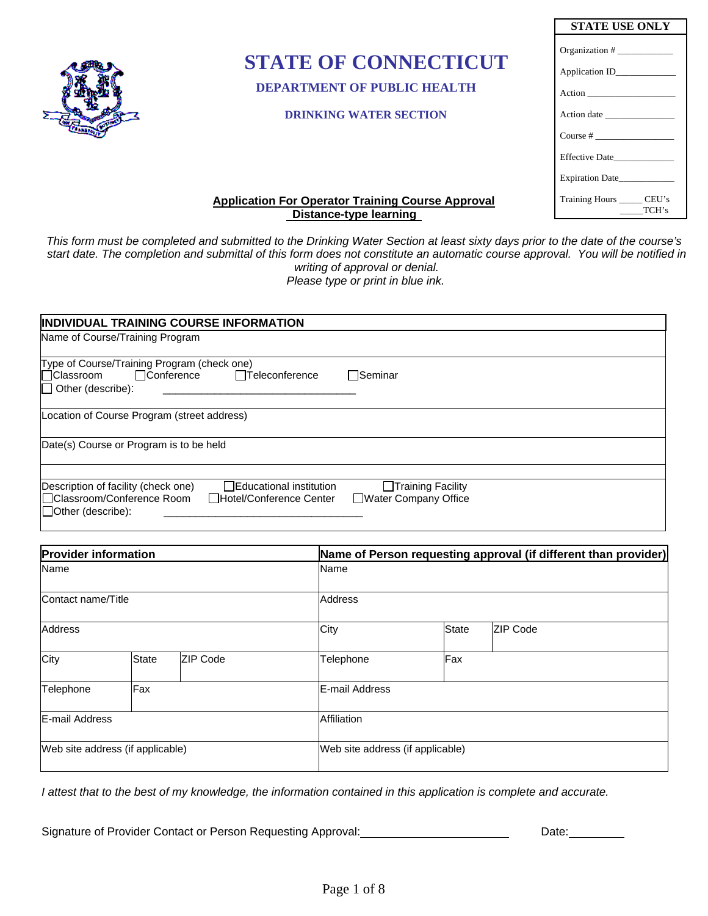# STATE OF CONNECTICUT

## DEPARTMENT OF PUBLIC HEALTH

### DRINKING WATER SECTION

| STATE USE ONLY |
|---|
| Organization # ___________ |
| Application ID____________ |
| Action ___________________ |
| Action date _______________ |
| Course # _________________ |
| Effective Date_____________ |
| Expiration Date____________ |
| Training Hours _____ CEU's _____TCH's |

**Application For Operator Training Course Approval**
**Distance-type learning**

*This form must be completed and submitted to the Drinking Water Section at least sixty days prior to the date of the course's start date. The completion and submittal of this form does not constitute an automatic course approval. You will be notified in writing of approval or denial.*
*Please type or print in blue ink.*

| **INDIVIDUAL TRAINING COURSE INFORMATION** |
|---|
| Name of Course/Training Program |
| Type of Course/Training Program (check one)<br>☐Classroom ☐Conference ☐Teleconference ☐Seminar<br>☐ Other (describe): ________________________________ |
| Location of Course Program (street address) |
| Date(s) Course or Program is to be held |
| |
| Description of facility (check one) ☐Educational institution ☐Training Facility<br>☐Classroom/Conference Room ☐Hotel/Conference Center ☐Water Company Office<br>☐Other (describe): ________________________________ |

| **Provider information** | | | **Name of Person requesting approval (if different than provider)** | | |
|---|---|---|---|---|---|
| Name | | | Name | | |
| Contact name/Title | | | Address | | |
| Address | | | City | State | ZIP Code |
| City | State | ZIP Code | Telephone | Fax | |
| Telephone | Fax | | E-mail Address | | |
| E-mail Address | | | Affiliation | | |
| Web site address (if applicable) | | | Web site address (if applicable) | | |

*I attest that to the best of my knowledge, the information contained in this application is complete and accurate.*

Signature of Provider Contact or Person Requesting Approval:________________________ Date:_________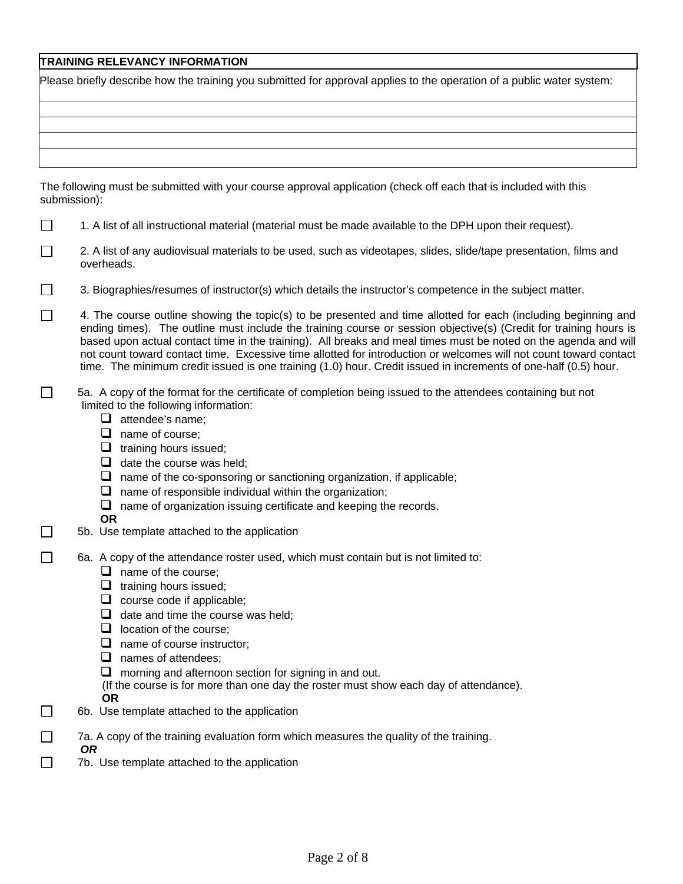| TRAINING RELEVANCY INFORMATION |
| --- |
| Please briefly describe how the training you submitted for approval applies to the operation of a public water system: |
| |
| |
| |
| |

The following must be submitted with your course approval application (check off each that is included with this submission):

- [ ] 1. A list of all instructional material (material must be made available to the DPH upon their request).
- [ ] 2. A list of any audiovisual materials to be used, such as videotapes, slides, slide/tape presentation, films and overheads.
- [ ] 3. Biographies/resumes of instructor(s) which details the instructor's competence in the subject matter.
- [ ] 4. The course outline showing the topic(s) to be presented and time allotted for each (including beginning and ending times). The outline must include the training course or session objective(s) (Credit for training hours is based upon actual contact time in the training). All breaks and meal times must be noted on the agenda and will not count toward contact time. Excessive time allotted for introduction or welcomes will not count toward contact time. The minimum credit issued is one training (1.0) hour. Credit issued in increments of one-half (0.5) hour.
- [ ] 5a. A copy of the format for the certificate of completion being issued to the attendees containing but not limited to the following information:
  - [ ] attendee's name;
  - [ ] name of course;
  - [ ] training hours issued;
  - [ ] date the course was held;
  - [ ] name of the co-sponsoring or sanctioning organization, if applicable;
  - [ ] name of responsible individual within the organization;
  - [ ] name of organization issuing certificate and keeping the records.

  **OR**
- [ ] 5b. Use template attached to the application
- [ ] 6a. A copy of the attendance roster used, which must contain but is not limited to:
  - [ ] name of the course;
  - [ ] training hours issued;
  - [ ] course code if applicable;
  - [ ] date and time the course was held;
  - [ ] location of the course;
  - [ ] name of course instructor;
  - [ ] names of attendees;
  - [ ] morning and afternoon section for signing in and out.

  (If the course is for more than one day the roster must show each day of attendance).

  **OR**
- [ ] 6b. Use template attached to the application
- [ ] 7a. A copy of the training evaluation form which measures the quality of the training.

  ***OR***
- [ ] 7b. Use template attached to the application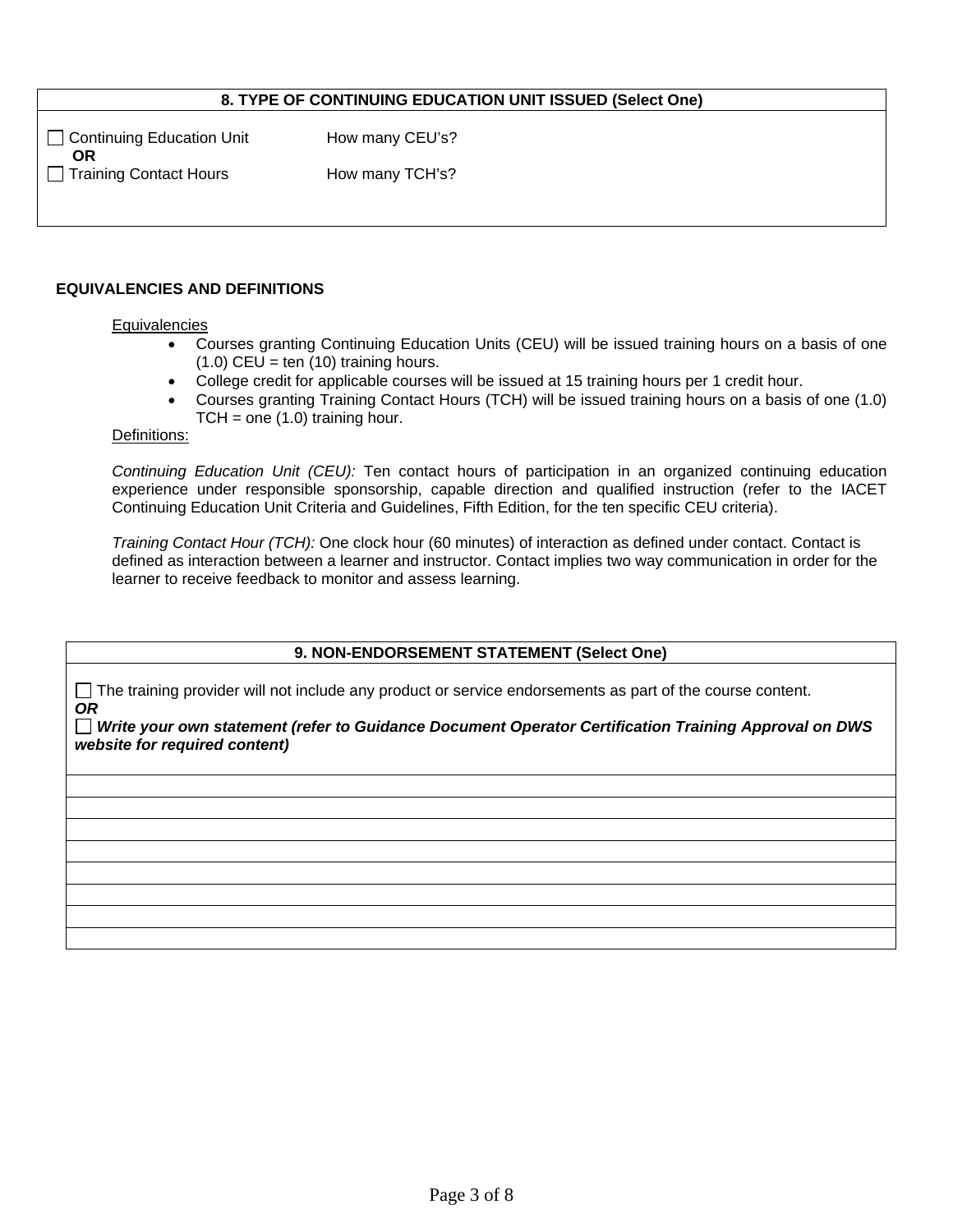| 8. TYPE OF CONTINUING EDUCATION UNIT ISSUED (Select One) | |
|---|---|
| ☐ Continuing Education Unit | How many CEU's? |
| **OR** | |
| ☐ Training Contact Hours | How many TCH's? |

**EQUIVALENCIES AND DEFINITIONS**

Equivalencies

- Courses granting Continuing Education Units (CEU) will be issued training hours on a basis of one (1.0) CEU = ten (10) training hours.
- College credit for applicable courses will be issued at 15 training hours per 1 credit hour.
- Courses granting Training Contact Hours (TCH) will be issued training hours on a basis of one (1.0) TCH = one (1.0) training hour.

Definitions:

*Continuing Education Unit (CEU):* Ten contact hours of participation in an organized continuing education experience under responsible sponsorship, capable direction and qualified instruction (refer to the IACET Continuing Education Unit Criteria and Guidelines, Fifth Edition, for the ten specific CEU criteria).

*Training Contact Hour (TCH):* One clock hour (60 minutes) of interaction as defined under contact. Contact is defined as interaction between a learner and instructor. Contact implies two way communication in order for the learner to receive feedback to monitor and assess learning.

| 9. NON-ENDORSEMENT STATEMENT (Select One) |
|---|
| ☐ The training provider will not include any product or service endorsements as part of the course content. ***OR*** ☐ ***Write your own statement (refer to Guidance Document Operator Certification Training Approval on DWS website for required content)*** |
| |
| |
| |
| |
| |
| |
| |
| |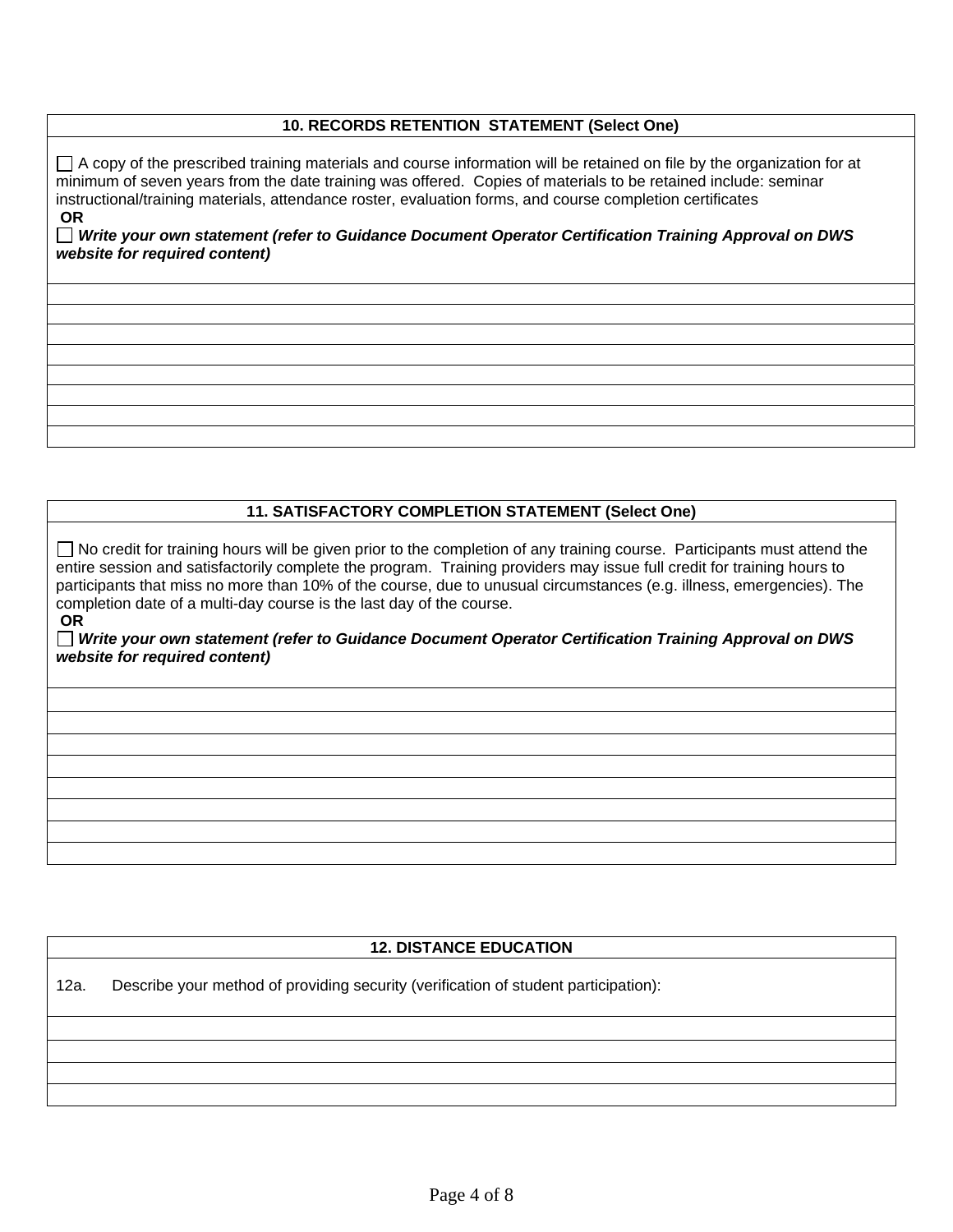| 10. RECORDS RETENTION STATEMENT (Select One) |
|---|
| ☐ A copy of the prescribed training materials and course information will be retained on file by the organization for at minimum of seven years from the date training was offered. Copies of materials to be retained include: seminar instructional/training materials, attendance roster, evaluation forms, and course completion certificates<br>**OR**<br>☐ ***Write your own statement (refer to Guidance Document Operator Certification Training Approval on DWS website for required content)*** |
| |
| |
| |
| |
| |
| |
| |
| |

| 11. SATISFACTORY COMPLETION STATEMENT (Select One) |
|---|
| ☐ No credit for training hours will be given prior to the completion of any training course. Participants must attend the entire session and satisfactorily complete the program. Training providers may issue full credit for training hours to participants that miss no more than 10% of the course, due to unusual circumstances (e.g. illness, emergencies). The completion date of a multi-day course is the last day of the course.<br>**OR**<br>☐ ***Write your own statement (refer to Guidance Document Operator Certification Training Approval on DWS website for required content)*** |
| |
| |
| |
| |
| |
| |
| |
| |

| 12. DISTANCE EDUCATION |
|---|
| 12a. Describe your method of providing security (verification of student participation): |
| |
| |
| |
| |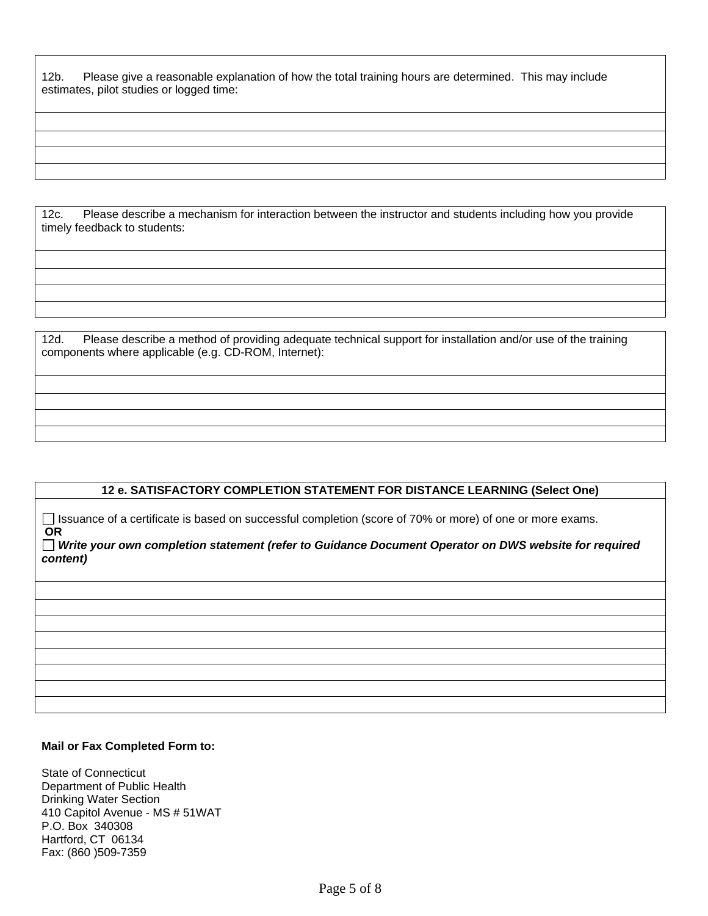| 12b. Please give a reasonable explanation of how the total training hours are determined. This may include estimates, pilot studies or logged time: |
| --- |
| |
| |
| |
| |

| 12c. Please describe a mechanism for interaction between the instructor and students including how you provide timely feedback to students: |
| --- |
| |
| |
| |
| |

| 12d. Please describe a method of providing adequate technical support for installation and/or use of the training components where applicable (e.g. CD-ROM, Internet): |
| --- |
| |
| |
| |
| |

| **12 e. SATISFACTORY COMPLETION STATEMENT FOR DISTANCE LEARNING (Select One)** |
| --- |
| ☐ Issuance of a certificate is based on successful completion (score of 70% or more) of one or more exams. **OR** ☐ ***Write your own completion statement (refer to Guidance Document Operator on DWS website for required content)*** |
| |
| |
| |
| |
| |
| |
| |
| |

**Mail or Fax Completed Form to:**

State of Connecticut
Department of Public Health
Drinking Water Section
410 Capitol Avenue - MS # 51WAT
P.O. Box 340308
Hartford, CT 06134
Fax: (860 )509-7359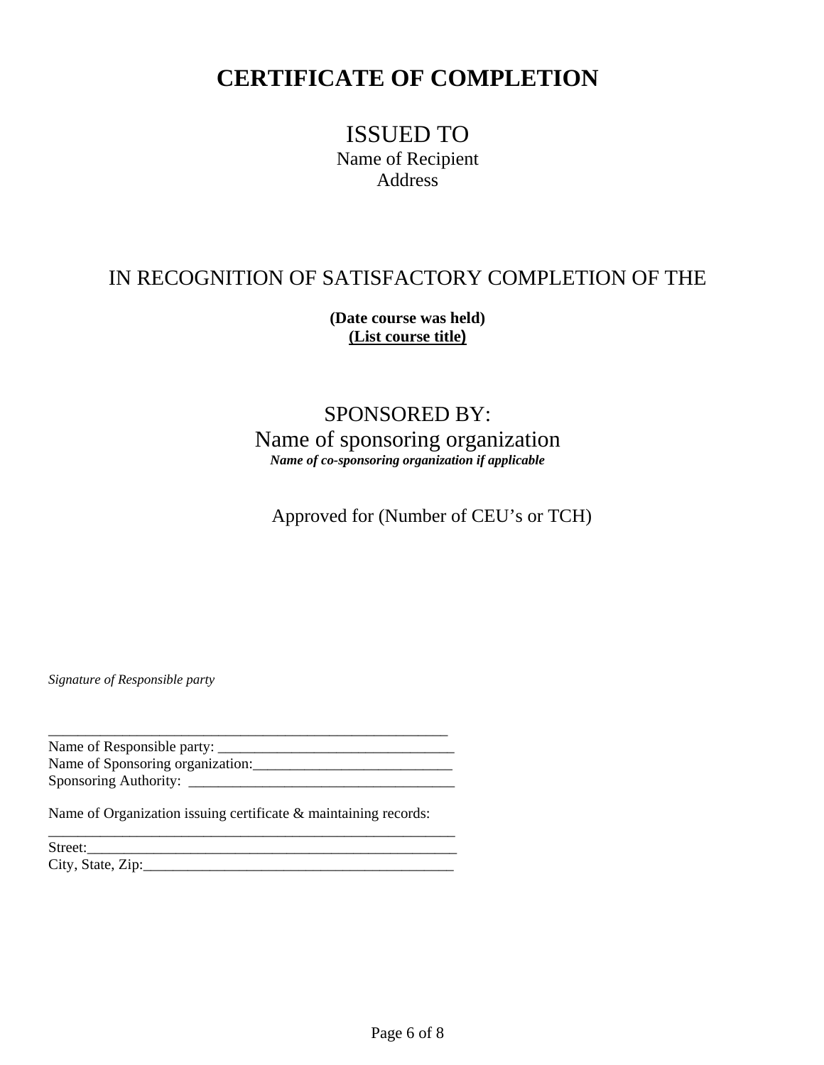# CERTIFICATE OF COMPLETION

ISSUED TO

Name of Recipient

Address

IN RECOGNITION OF SATISFACTORY COMPLETION OF THE

**(Date course was held)**

**(List course title)**

SPONSORED BY:

Name of sponsoring organization

***Name of co-sponsoring organization if applicable***

Approved for (Number of CEU's or TCH)

*Signature of Responsible party*

_________________________________________________________

Name of Responsible party: ________________________________

Name of Sponsoring organization:___________________________

Sponsoring Authority: ____________________________________

Name of Organization issuing certificate & maintaining records:

_________________________________________________________

Street:_____________________________________________________

City, State, Zip:_____________________________________________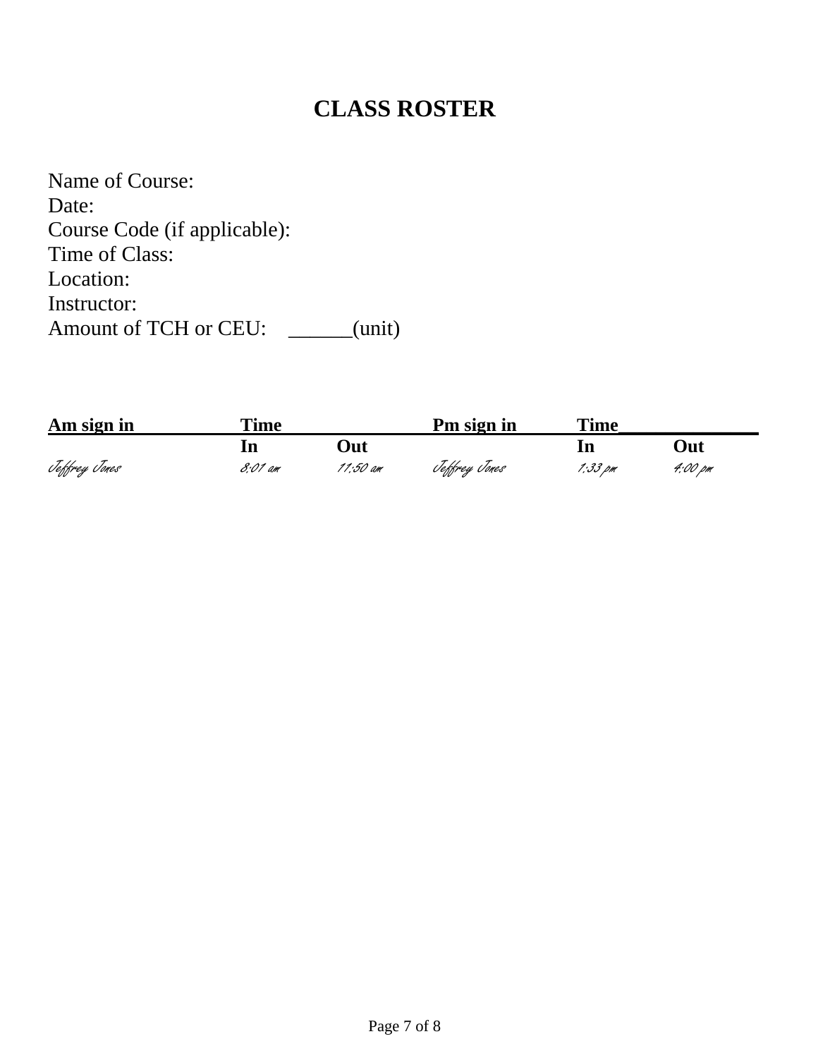# CLASS ROSTER

Name of Course:
Date:
Course Code (if applicable):
Time of Class:
Location:
Instructor:
Amount of TCH or CEU: ______(unit)

| Am sign in | Time | | Pm sign in | Time | |
|---|---|---|---|---|---|
| | In | Out | | In | Out |
| Jeffrey Jones | 8:01 am | 11:50 am | Jeffrey Jones | 1:33 pm | 4:00 pm |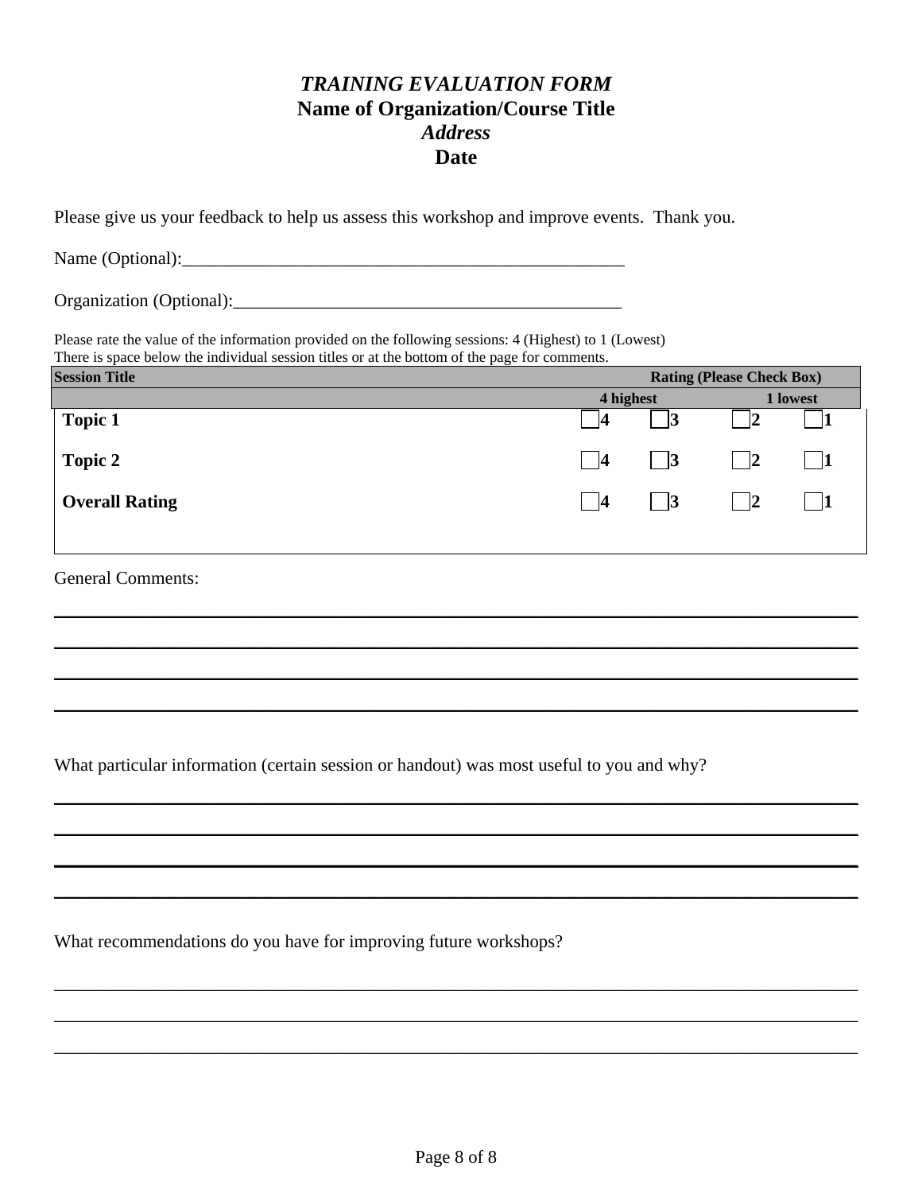***TRAINING EVALUATION FORM***
**Name of Organization/Course Title**
***Address***
**Date**

Please give us your feedback to help us assess this workshop and improve events. Thank you.

Name (Optional):_________________________________________________

Organization (Optional):_________________________________________

Please rate the value of the information provided on the following sessions: 4 (Highest) to 1 (Lowest)
There is space below the individual session titles or at the bottom of the page for comments.

| **Session Title** | **Rating (Please Check Box)** | | | |
|---|---|---|---|---|
| | **4 highest** | | | **1 lowest** |
| **Topic 1** | ☐ **4** | ☐ **3** | ☐ **2** | ☐ **1** |
| **Topic 2** | ☐ **4** | ☐ **3** | ☐ **2** | ☐ **1** |
| **Overall Rating** | ☐ **4** | ☐ **3** | ☐ **2** | ☐ **1** |

General Comments:

______________________________________________________________________________

______________________________________________________________________________

______________________________________________________________________________

______________________________________________________________________________

What particular information (certain session or handout) was most useful to you and why?

______________________________________________________________________________

______________________________________________________________________________

______________________________________________________________________________

______________________________________________________________________________

What recommendations do you have for improving future workshops?

______________________________________________________________________________

______________________________________________________________________________

______________________________________________________________________________